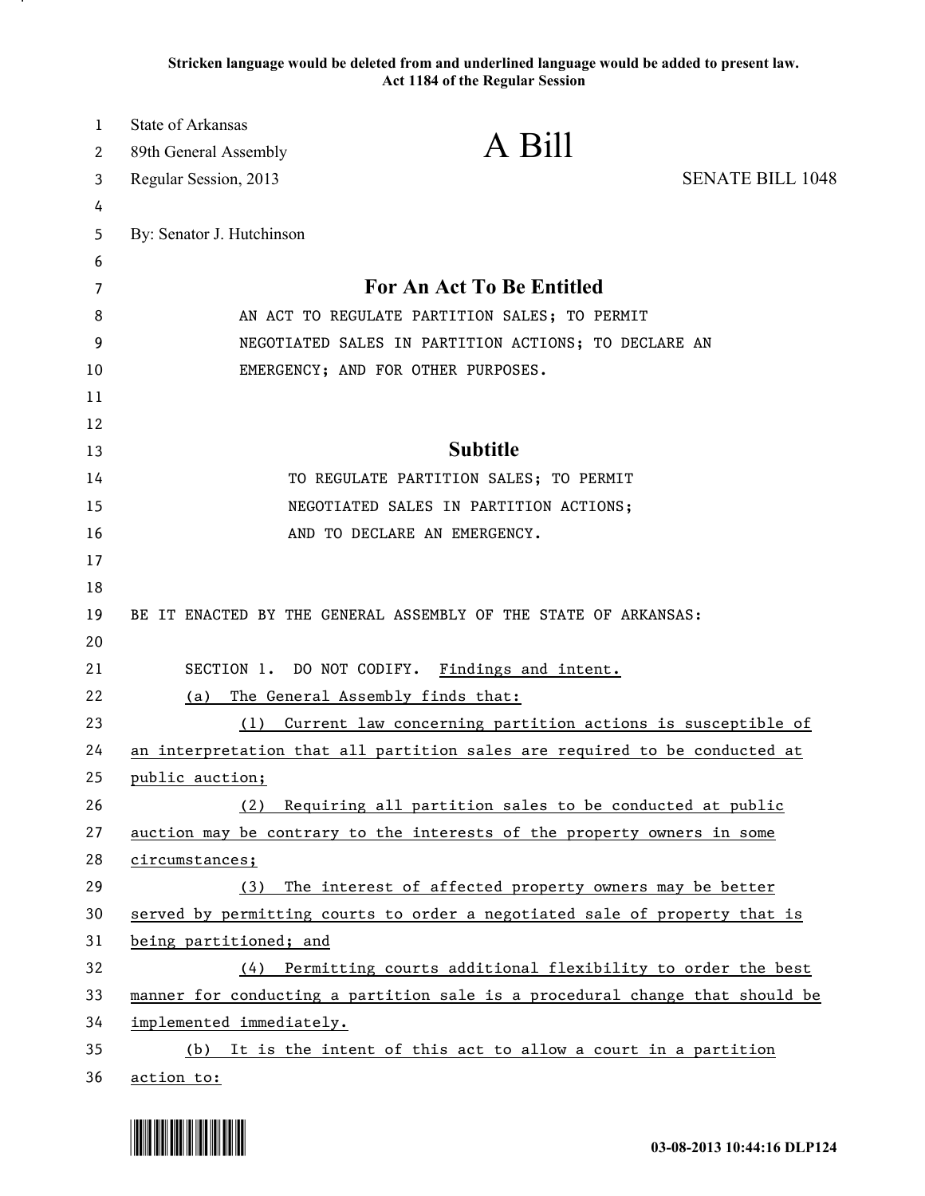**Stricken language would be deleted from and underlined language would be added to present law.**
**Act 1184 of the Regular Session**

State of Arkansas
89th General Assembly
Regular Session, 2013

# A Bill

SENATE BILL 1048

By: Senator J. Hutchinson

## For An Act To Be Entitled

AN ACT TO REGULATE PARTITION SALES; TO PERMIT NEGOTIATED SALES IN PARTITION ACTIONS; TO DECLARE AN EMERGENCY; AND FOR OTHER PURPOSES.

## Subtitle

TO REGULATE PARTITION SALES; TO PERMIT NEGOTIATED SALES IN PARTITION ACTIONS; AND TO DECLARE AN EMERGENCY.

BE IT ENACTED BY THE GENERAL ASSEMBLY OF THE STATE OF ARKANSAS:

SECTION 1. DO NOT CODIFY. <u>Findings and intent.</u>

<u>(a) The General Assembly finds that:</u>

<u>(1) Current law concerning partition actions is susceptible of an interpretation that all partition sales are required to be conducted at public auction;</u>

<u>(2) Requiring all partition sales to be conducted at public auction may be contrary to the interests of the property owners in some circumstances;</u>

<u>(3) The interest of affected property owners may be better served by permitting courts to order a negotiated sale of property that is being partitioned; and</u>

<u>(4) Permitting courts additional flexibility to order the best manner for conducting a partition sale is a procedural change that should be implemented immediately.</u>

<u>(b) It is the intent of this act to allow a court in a partition action to:</u>

03-08-2013 10:44:16 DLP124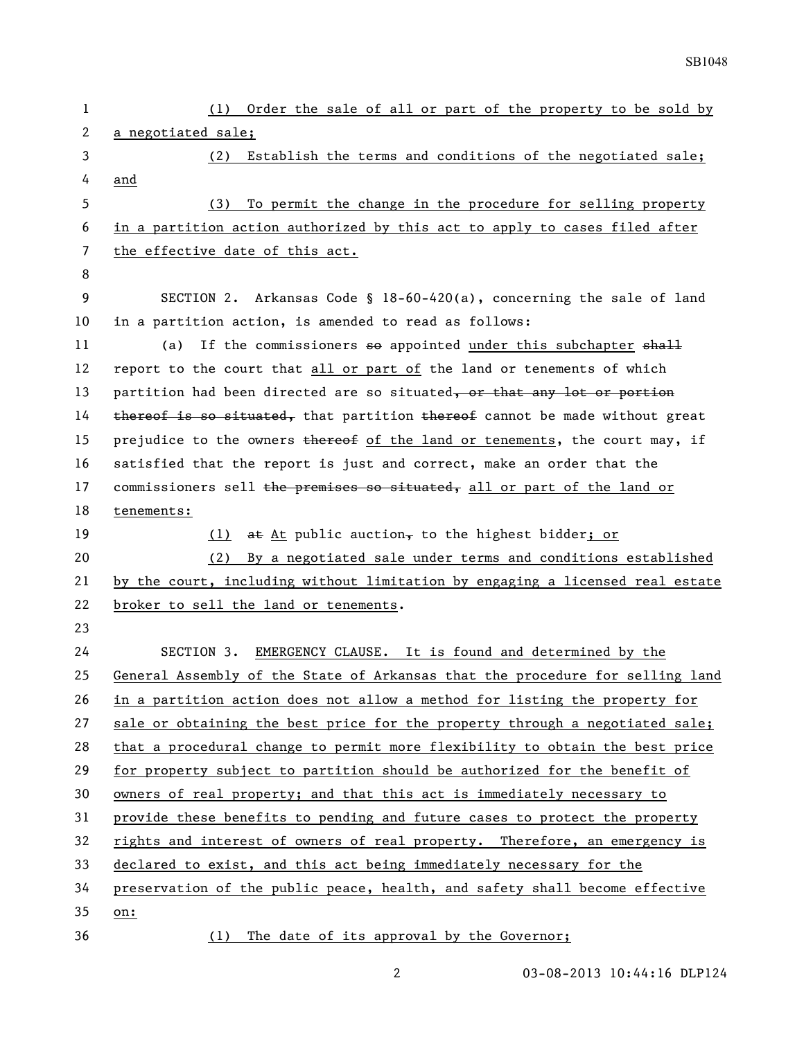(1) Order the sale of all or part of the property to be sold by a negotiated sale;

(2) Establish the terms and conditions of the negotiated sale; and

(3) To permit the change in the procedure for selling property in a partition action authorized by this act to apply to cases filed after the effective date of this act.

SECTION 2. Arkansas Code § 18-60-420(a), concerning the sale of land in a partition action, is amended to read as follows:

(a) If the commissioners ~~so~~ appointed under this subchapter ~~shall~~ report to the court that all or part of the land or tenements of which partition had been directed are so situated~~, or that any lot or portion thereof is so situated,~~ that partition ~~thereof~~ cannot be made without great prejudice to the owners ~~thereof~~ of the land or tenements, the court may, if satisfied that the report is just and correct, make an order that the commissioners sell ~~the premises so situated,~~ all or part of the land or tenements:

(1) ~~at~~ At public auction~~,~~ to the highest bidder; or

(2) By a negotiated sale under terms and conditions established by the court, including without limitation by engaging a licensed real estate broker to sell the land or tenements.

SECTION 3. EMERGENCY CLAUSE. It is found and determined by the General Assembly of the State of Arkansas that the procedure for selling land in a partition action does not allow a method for listing the property for sale or obtaining the best price for the property through a negotiated sale; that a procedural change to permit more flexibility to obtain the best price for property subject to partition should be authorized for the benefit of owners of real property; and that this act is immediately necessary to provide these benefits to pending and future cases to protect the property rights and interest of owners of real property. Therefore, an emergency is declared to exist, and this act being immediately necessary for the preservation of the public peace, health, and safety shall become effective on:

(1) The date of its approval by the Governor;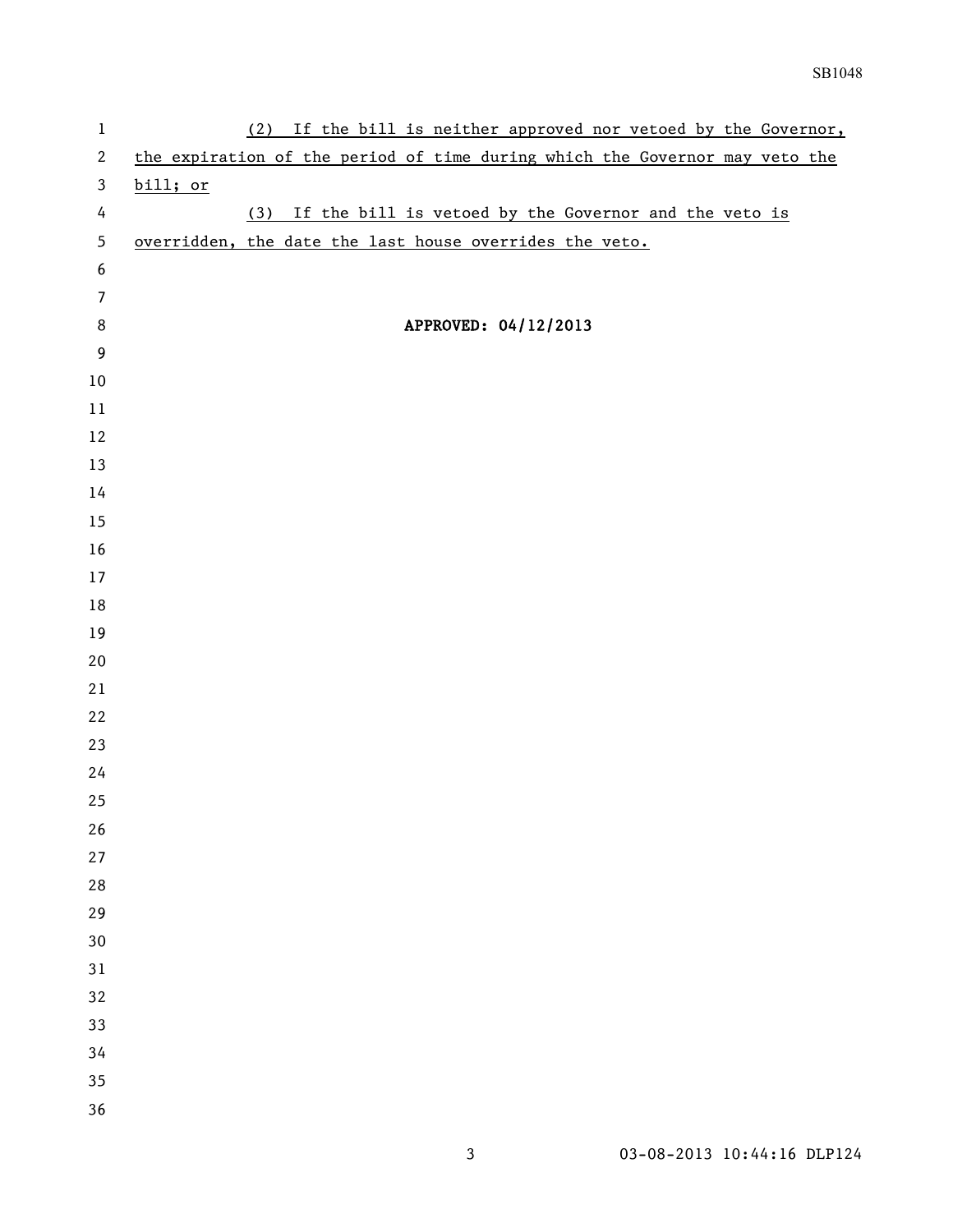(2) If the bill is neither approved nor vetoed by the Governor, the expiration of the period of time during which the Governor may veto the bill; or

(3) If the bill is vetoed by the Governor and the veto is overridden, the date the last house overrides the veto.

**APPROVED: 04/12/2013**